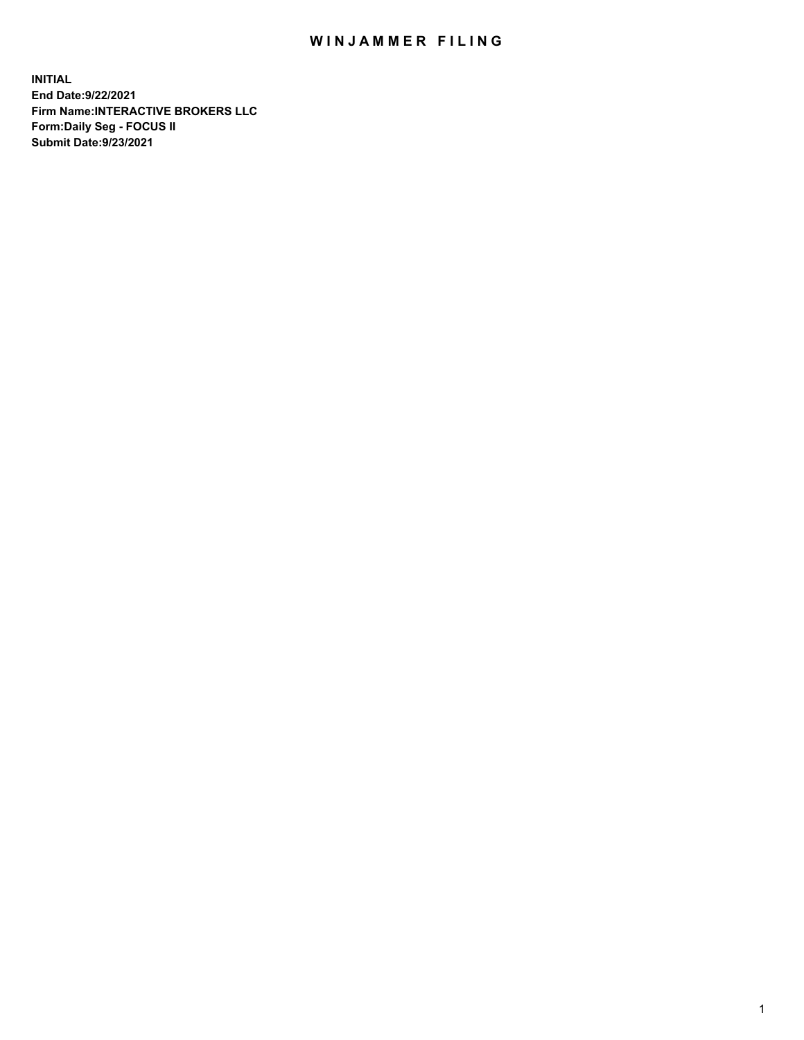# WINJAMMER FILING

**INITIAL**
**End Date:9/22/2021**
**Firm Name:INTERACTIVE BROKERS LLC**
**Form:Daily Seg - FOCUS II**
**Submit Date:9/23/2021**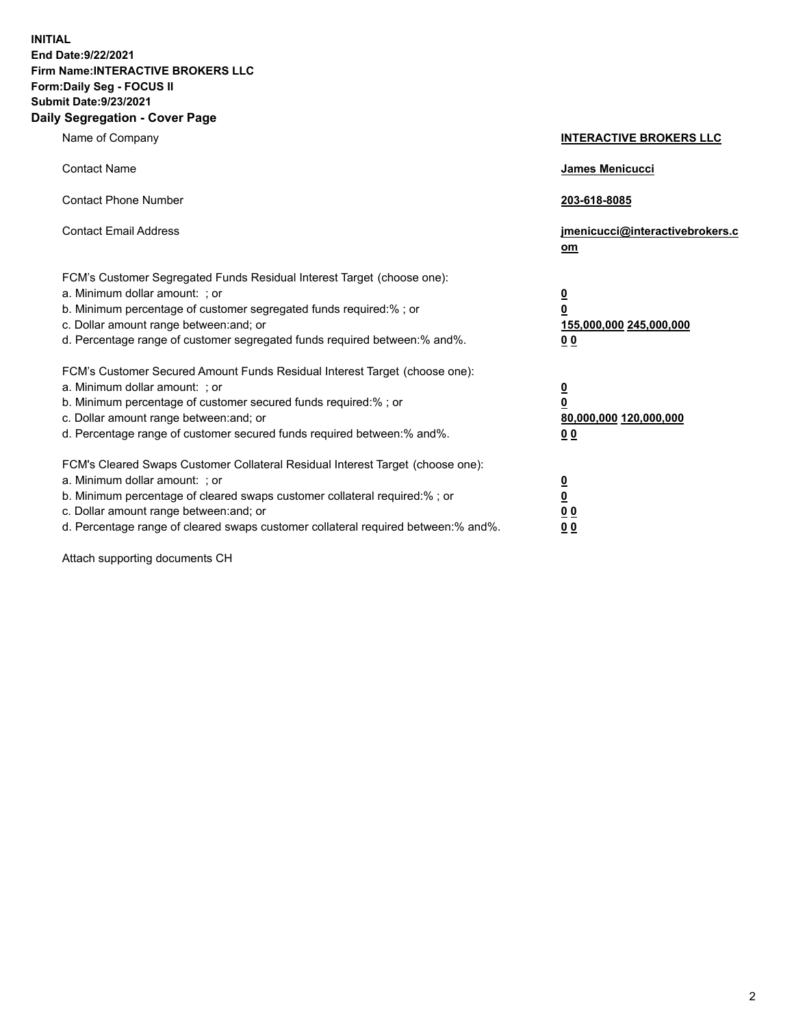**INITIAL**
**End Date:9/22/2021**
**Firm Name:INTERACTIVE BROKERS LLC**
**Form:Daily Seg - FOCUS II**
**Submit Date:9/23/2021**

## Daily Segregation - Cover Page

| | |
|---|---|
| Name of Company | **INTERACTIVE BROKERS LLC** |
| Contact Name | **James Menicucci** |
| Contact Phone Number | **203-618-8085** |
| Contact Email Address | **jmenicucci@interactivebrokers.com** |
| FCM's Customer Segregated Funds Residual Interest Target (choose one): | |
| a. Minimum dollar amount: ; or | **0** |
| b. Minimum percentage of customer segregated funds required:% ; or | **0** |
| c. Dollar amount range between:and; or | **155,000,000 245,000,000** |
| d. Percentage range of customer segregated funds required between:% and%. | **0 0** |
| FCM's Customer Secured Amount Funds Residual Interest Target (choose one): | |
| a. Minimum dollar amount: ; or | **0** |
| b. Minimum percentage of customer secured funds required:% ; or | **0** |
| c. Dollar amount range between:and; or | **80,000,000 120,000,000** |
| d. Percentage range of customer secured funds required between:% and%. | **0 0** |
| FCM's Cleared Swaps Customer Collateral Residual Interest Target (choose one): | |
| a. Minimum dollar amount: ; or | **0** |
| b. Minimum percentage of cleared swaps customer collateral required:% ; or | **0** |
| c. Dollar amount range between:and; or | **0 0** |
| d. Percentage range of cleared swaps customer collateral required between:% and%. | **0 0** |

Attach supporting documents CH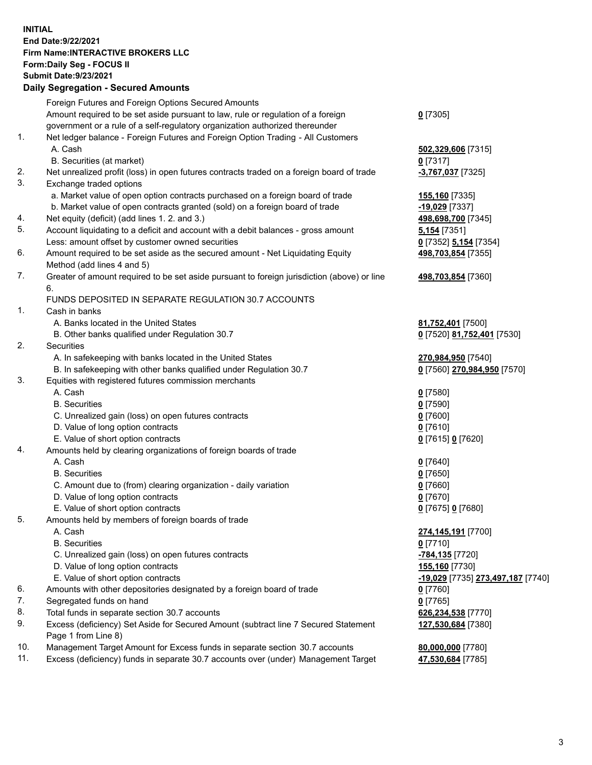**INITIAL**
**End Date:9/22/2021**
**Firm Name:INTERACTIVE BROKERS LLC**
**Form:Daily Seg - FOCUS II**
**Submit Date:9/23/2021**

**Daily Segregation - Secured Amounts**

| | | |
|---|---|---|
| | Foreign Futures and Foreign Options Secured Amounts | |
| | Amount required to be set aside pursuant to law, rule or regulation of a foreign government or a rule of a self-regulatory organization authorized thereunder | **0** [7305] |
| 1. | Net ledger balance - Foreign Futures and Foreign Option Trading - All Customers | |
| | A. Cash | **502,329,606** [7315] |
| | B. Securities (at market) | **0** [7317] |
| 2. | Net unrealized profit (loss) in open futures contracts traded on a foreign board of trade | **-3,767,037** [7325] |
| 3. | Exchange traded options | |
| | a. Market value of open option contracts purchased on a foreign board of trade | **155,160** [7335] |
| | b. Market value of open contracts granted (sold) on a foreign board of trade | **-19,029** [7337] |
| 4. | Net equity (deficit) (add lines 1. 2. and 3.) | **498,698,700** [7345] |
| 5. | Account liquidating to a deficit and account with a debit balances - gross amount | **5,154** [7351] |
| | Less: amount offset by customer owned securities | **0** [7352] **5,154** [7354] |
| 6. | Amount required to be set aside as the secured amount - Net Liquidating Equity Method (add lines 4 and 5) | **498,703,854** [7355] |
| 7. | Greater of amount required to be set aside pursuant to foreign jurisdiction (above) or line 6. | **498,703,854** [7360] |
| | FUNDS DEPOSITED IN SEPARATE REGULATION 30.7 ACCOUNTS | |
| 1. | Cash in banks | |
| | A. Banks located in the United States | **81,752,401** [7500] |
| | B. Other banks qualified under Regulation 30.7 | **0** [7520] **81,752,401** [7530] |
| 2. | Securities | |
| | A. In safekeeping with banks located in the United States | **270,984,950** [7540] |
| | B. In safekeeping with other banks qualified under Regulation 30.7 | **0** [7560] **270,984,950** [7570] |
| 3. | Equities with registered futures commission merchants | |
| | A. Cash | **0** [7580] |
| | B. Securities | **0** [7590] |
| | C. Unrealized gain (loss) on open futures contracts | **0** [7600] |
| | D. Value of long option contracts | **0** [7610] |
| | E. Value of short option contracts | **0** [7615] **0** [7620] |
| 4. | Amounts held by clearing organizations of foreign boards of trade | |
| | A. Cash | **0** [7640] |
| | B. Securities | **0** [7650] |
| | C. Amount due to (from) clearing organization - daily variation | **0** [7660] |
| | D. Value of long option contracts | **0** [7670] |
| | E. Value of short option contracts | **0** [7675] **0** [7680] |
| 5. | Amounts held by members of foreign boards of trade | |
| | A. Cash | **274,145,191** [7700] |
| | B. Securities | **0** [7710] |
| | C. Unrealized gain (loss) on open futures contracts | **-784,135** [7720] |
| | D. Value of long option contracts | **155,160** [7730] |
| | E. Value of short option contracts | **-19,029** [7735] **273,497,187** [7740] |
| 6. | Amounts with other depositories designated by a foreign board of trade | **0** [7760] |
| 7. | Segregated funds on hand | **0** [7765] |
| 8. | Total funds in separate section 30.7 accounts | **626,234,538** [7770] |
| 9. | Excess (deficiency) Set Aside for Secured Amount (subtract line 7 Secured Statement Page 1 from Line 8) | **127,530,684** [7380] |
| 10. | Management Target Amount for Excess funds in separate section 30.7 accounts | **80,000,000** [7780] |
| 11. | Excess (deficiency) funds in separate 30.7 accounts over (under) Management Target | **47,530,684** [7785] |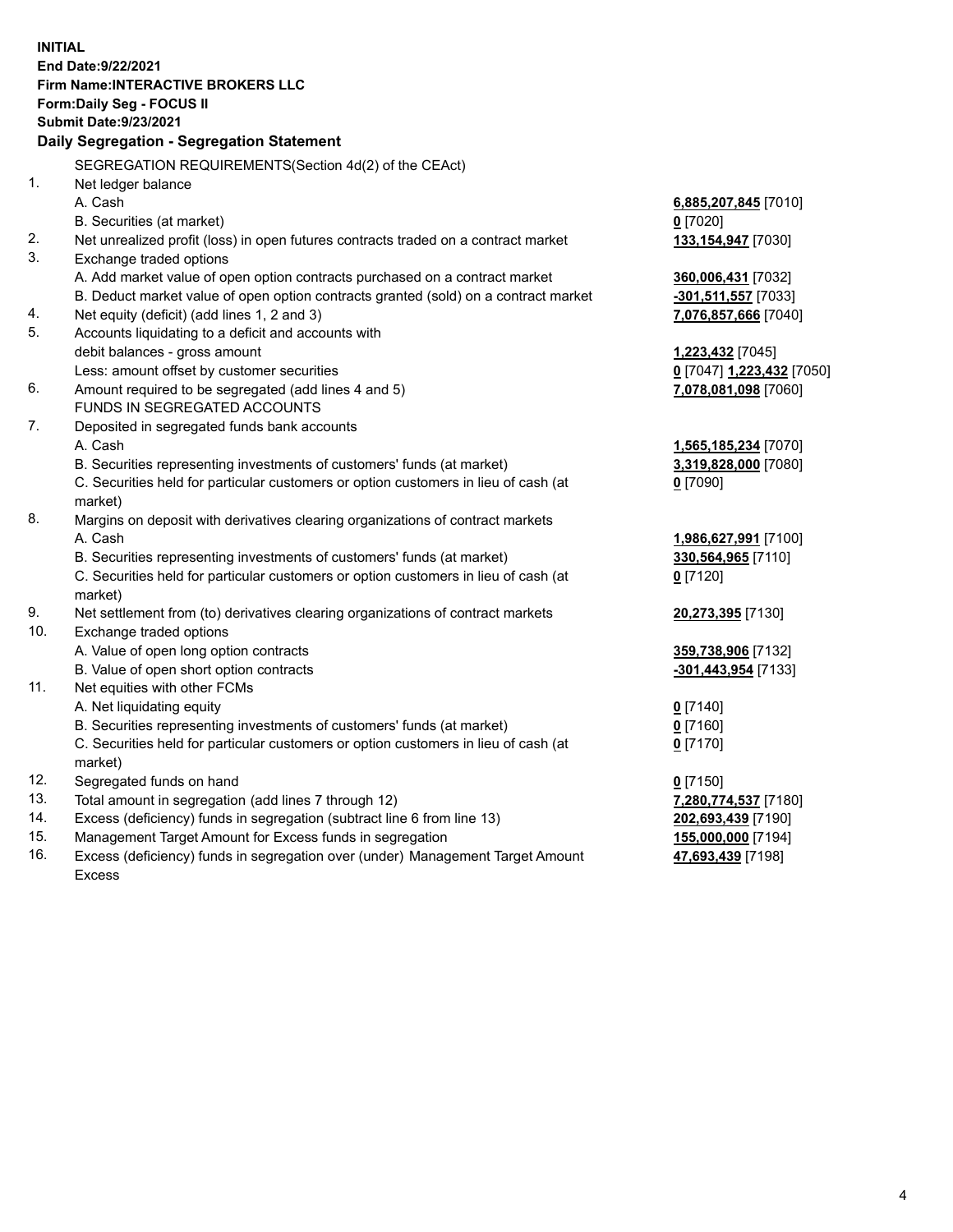**INITIAL**
**End Date:9/22/2021**
**Firm Name:INTERACTIVE BROKERS LLC**
**Form:Daily Seg - FOCUS II**
**Submit Date:9/23/2021**

**Daily Segregation - Segregation Statement**

SEGREGATION REQUIREMENTS(Section 4d(2) of the CEAct)

| | | |
|---|---|---|
| 1. | Net ledger balance | |
| | A. Cash | **6,885,207,845** [7010] |
| | B. Securities (at market) | **0** [7020] |
| 2. | Net unrealized profit (loss) in open futures contracts traded on a contract market | **133,154,947** [7030] |
| 3. | Exchange traded options | |
| | A. Add market value of open option contracts purchased on a contract market | **360,006,431** [7032] |
| | B. Deduct market value of open option contracts granted (sold) on a contract market | **-301,511,557** [7033] |
| 4. | Net equity (deficit) (add lines 1, 2 and 3) | **7,076,857,666** [7040] |
| 5. | Accounts liquidating to a deficit and accounts with debit balances - gross amount | **1,223,432** [7045] |
| | Less: amount offset by customer securities | **0** [7047] **1,223,432** [7050] |
| 6. | Amount required to be segregated (add lines 4 and 5) | **7,078,081,098** [7060] |
| | FUNDS IN SEGREGATED ACCOUNTS | |
| 7. | Deposited in segregated funds bank accounts | |
| | A. Cash | **1,565,185,234** [7070] |
| | B. Securities representing investments of customers' funds (at market) | **3,319,828,000** [7080] |
| | C. Securities held for particular customers or option customers in lieu of cash (at market) | **0** [7090] |
| 8. | Margins on deposit with derivatives clearing organizations of contract markets | |
| | A. Cash | **1,986,627,991** [7100] |
| | B. Securities representing investments of customers' funds (at market) | **330,564,965** [7110] |
| | C. Securities held for particular customers or option customers in lieu of cash (at market) | **0** [7120] |
| 9. | Net settlement from (to) derivatives clearing organizations of contract markets | **20,273,395** [7130] |
| 10. | Exchange traded options | |
| | A. Value of open long option contracts | **359,738,906** [7132] |
| | B. Value of open short option contracts | **-301,443,954** [7133] |
| 11. | Net equities with other FCMs | |
| | A. Net liquidating equity | **0** [7140] |
| | B. Securities representing investments of customers' funds (at market) | **0** [7160] |
| | C. Securities held for particular customers or option customers in lieu of cash (at market) | **0** [7170] |
| 12. | Segregated funds on hand | **0** [7150] |
| 13. | Total amount in segregation (add lines 7 through 12) | **7,280,774,537** [7180] |
| 14. | Excess (deficiency) funds in segregation (subtract line 6 from line 13) | **202,693,439** [7190] |
| 15. | Management Target Amount for Excess funds in segregation | **155,000,000** [7194] |
| 16. | Excess (deficiency) funds in segregation over (under) Management Target Amount Excess | **47,693,439** [7198] |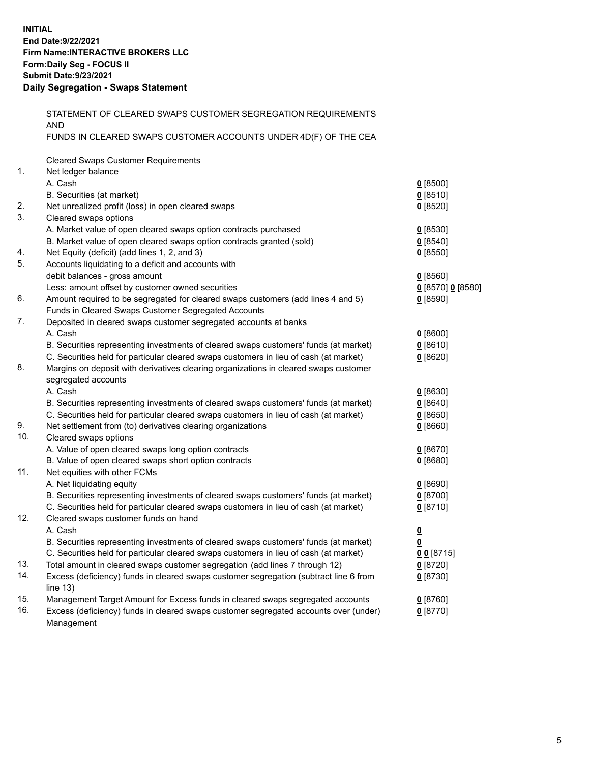**INITIAL**
**End Date:9/22/2021**
**Firm Name:INTERACTIVE BROKERS LLC**
**Form:Daily Seg - FOCUS II**
**Submit Date:9/23/2021**
**Daily Segregation - Swaps Statement**

STATEMENT OF CLEARED SWAPS CUSTOMER SEGREGATION REQUIREMENTS AND FUNDS IN CLEARED SWAPS CUSTOMER ACCOUNTS UNDER 4D(F) OF THE CEA

| | | |
|---|---|---|
| | Cleared Swaps Customer Requirements | |
| 1. | Net ledger balance | |
| | A. Cash | 0 [8500] |
| | B. Securities (at market) | 0 [8510] |
| 2. | Net unrealized profit (loss) in open cleared swaps | 0 [8520] |
| 3. | Cleared swaps options | |
| | A. Market value of open cleared swaps option contracts purchased | 0 [8530] |
| | B. Market value of open cleared swaps option contracts granted (sold) | 0 [8540] |
| 4. | Net Equity (deficit) (add lines 1, 2, and 3) | 0 [8550] |
| 5. | Accounts liquidating to a deficit and accounts with | |
| | debit balances - gross amount | 0 [8560] |
| | Less: amount offset by customer owned securities | 0 [8570] 0 [8580] |
| 6. | Amount required to be segregated for cleared swaps customers (add lines 4 and 5) | 0 [8590] |
| | Funds in Cleared Swaps Customer Segregated Accounts | |
| 7. | Deposited in cleared swaps customer segregated accounts at banks | |
| | A. Cash | 0 [8600] |
| | B. Securities representing investments of cleared swaps customers' funds (at market) | 0 [8610] |
| | C. Securities held for particular cleared swaps customers in lieu of cash (at market) | 0 [8620] |
| 8. | Margins on deposit with derivatives clearing organizations in cleared swaps customer segregated accounts | |
| | A. Cash | 0 [8630] |
| | B. Securities representing investments of cleared swaps customers' funds (at market) | 0 [8640] |
| | C. Securities held for particular cleared swaps customers in lieu of cash (at market) | 0 [8650] |
| 9. | Net settlement from (to) derivatives clearing organizations | 0 [8660] |
| 10. | Cleared swaps options | |
| | A. Value of open cleared swaps long option contracts | 0 [8670] |
| | B. Value of open cleared swaps short option contracts | 0 [8680] |
| 11. | Net equities with other FCMs | |
| | A. Net liquidating equity | 0 [8690] |
| | B. Securities representing investments of cleared swaps customers' funds (at market) | 0 [8700] |
| | C. Securities held for particular cleared swaps customers in lieu of cash (at market) | 0 [8710] |
| 12. | Cleared swaps customer funds on hand | |
| | A. Cash | 0 |
| | B. Securities representing investments of cleared swaps customers' funds (at market) | 0 |
| | C. Securities held for particular cleared swaps customers in lieu of cash (at market) | 0 0 [8715] |
| 13. | Total amount in cleared swaps customer segregation (add lines 7 through 12) | 0 [8720] |
| 14. | Excess (deficiency) funds in cleared swaps customer segregation (subtract line 6 from line 13) | 0 [8730] |
| 15. | Management Target Amount for Excess funds in cleared swaps segregated accounts | 0 [8760] |
| 16. | Excess (deficiency) funds in cleared swaps customer segregated accounts over (under) Management | 0 [8770] |